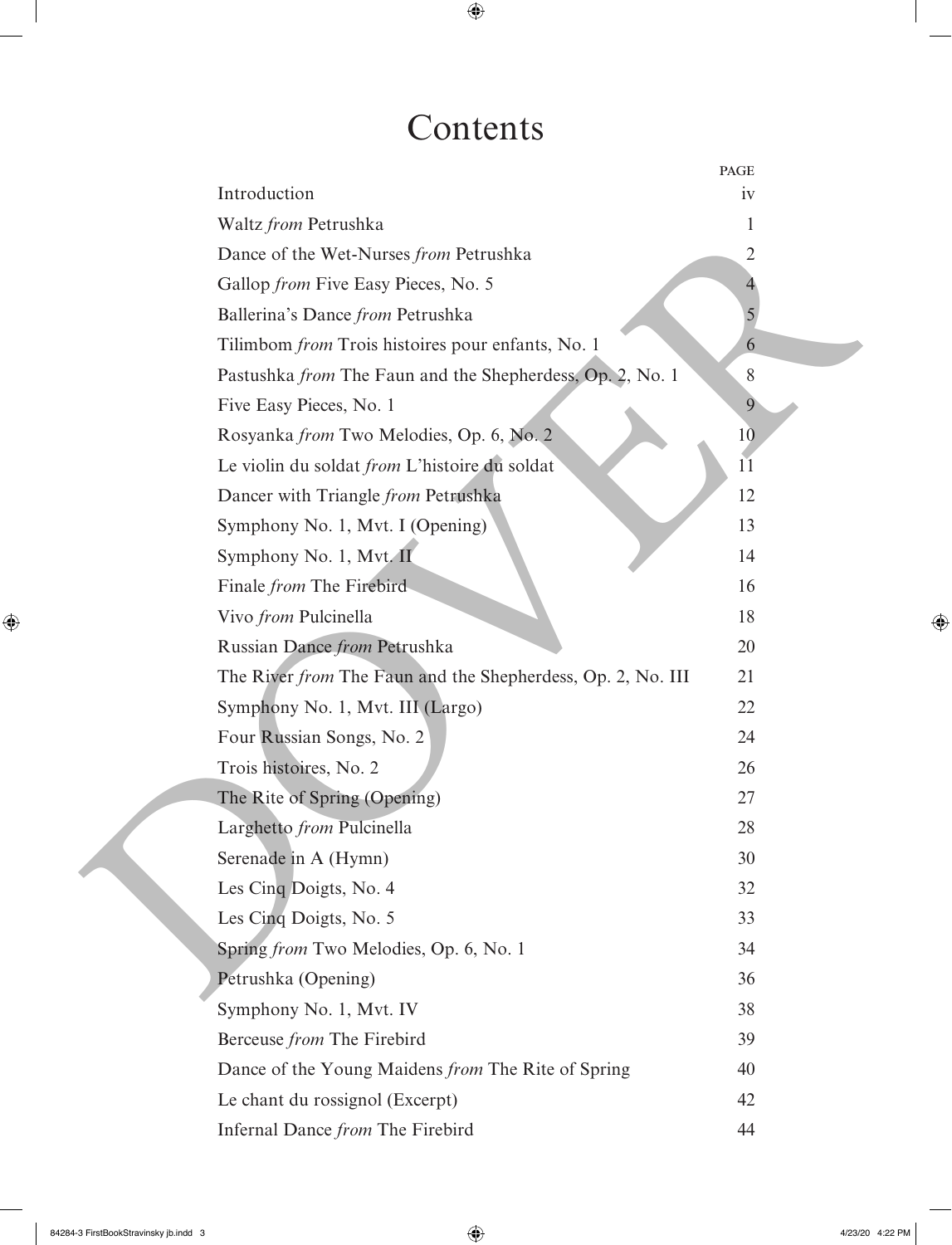# Contents

| | PAGE |
|---|---|
| Introduction | iv |
| Waltz *from* Petrushka | 1 |
| Dance of the Wet-Nurses *from* Petrushka | 2 |
| Gallop *from* Five Easy Pieces, No. 5 | 4 |
| Ballerina's Dance *from* Petrushka | 5 |
| Tilimbom *from* Trois histoires pour enfants, No. 1 | 6 |
| Pastushka *from* The Faun and the Shepherdess, Op. 2, No. 1 | 8 |
| Five Easy Pieces, No. 1 | 9 |
| Rosyanka *from* Two Melodies, Op. 6, No. 2 | 10 |
| Le violin du soldat *from* L'histoire du soldat | 11 |
| Dancer with Triangle *from* Petrushka | 12 |
| Symphony No. 1, Mvt. I (Opening) | 13 |
| Symphony No. 1, Mvt. II | 14 |
| Finale *from* The Firebird | 16 |
| Vivo *from* Pulcinella | 18 |
| Russian Dance *from* Petrushka | 20 |
| The River *from* The Faun and the Shepherdess, Op. 2, No. III | 21 |
| Symphony No. 1, Mvt. III (Largo) | 22 |
| Four Russian Songs, No. 2 | 24 |
| Trois histoires, No. 2 | 26 |
| The Rite of Spring (Opening) | 27 |
| Larghetto *from* Pulcinella | 28 |
| Serenade in A (Hymn) | 30 |
| Les Cinq Doigts, No. 4 | 32 |
| Les Cinq Doigts, No. 5 | 33 |
| Spring *from* Two Melodies, Op. 6, No. 1 | 34 |
| Petrushka (Opening) | 36 |
| Symphony No. 1, Mvt. IV | 38 |
| Berceuse *from* The Firebird | 39 |
| Dance of the Young Maidens *from* The Rite of Spring | 40 |
| Le chant du rossignol (Excerpt) | 42 |
| Infernal Dance *from* The Firebird | 44 |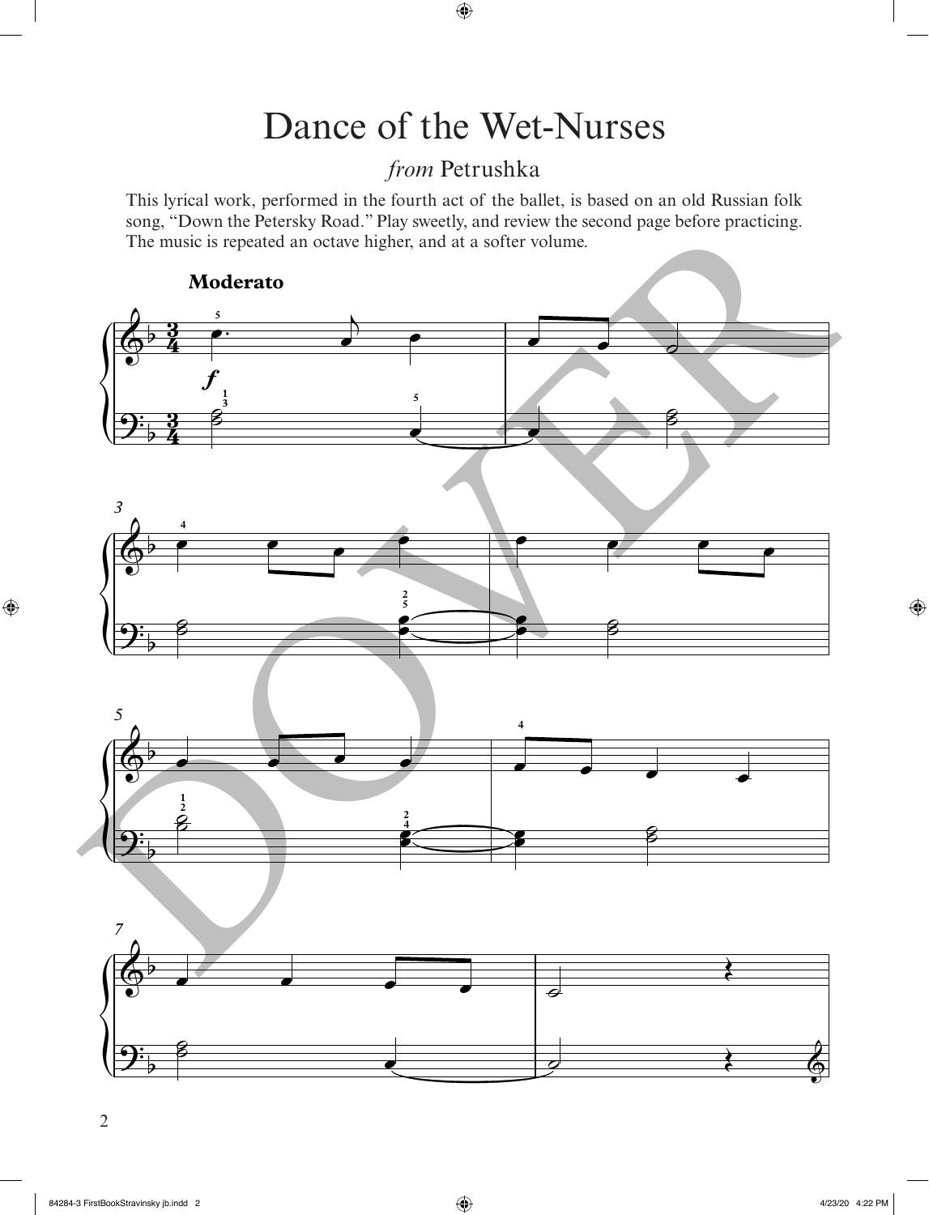# Dance of the Wet-Nurses

## *from* Petrushka

This lyrical work, performed in the fourth act of the ballet, is based on an old Russian folk song, "Down the Petersky Road." Play sweetly, and review the second page before practicing. The music is repeated an octave higher, and at a softer volume.

**Moderato**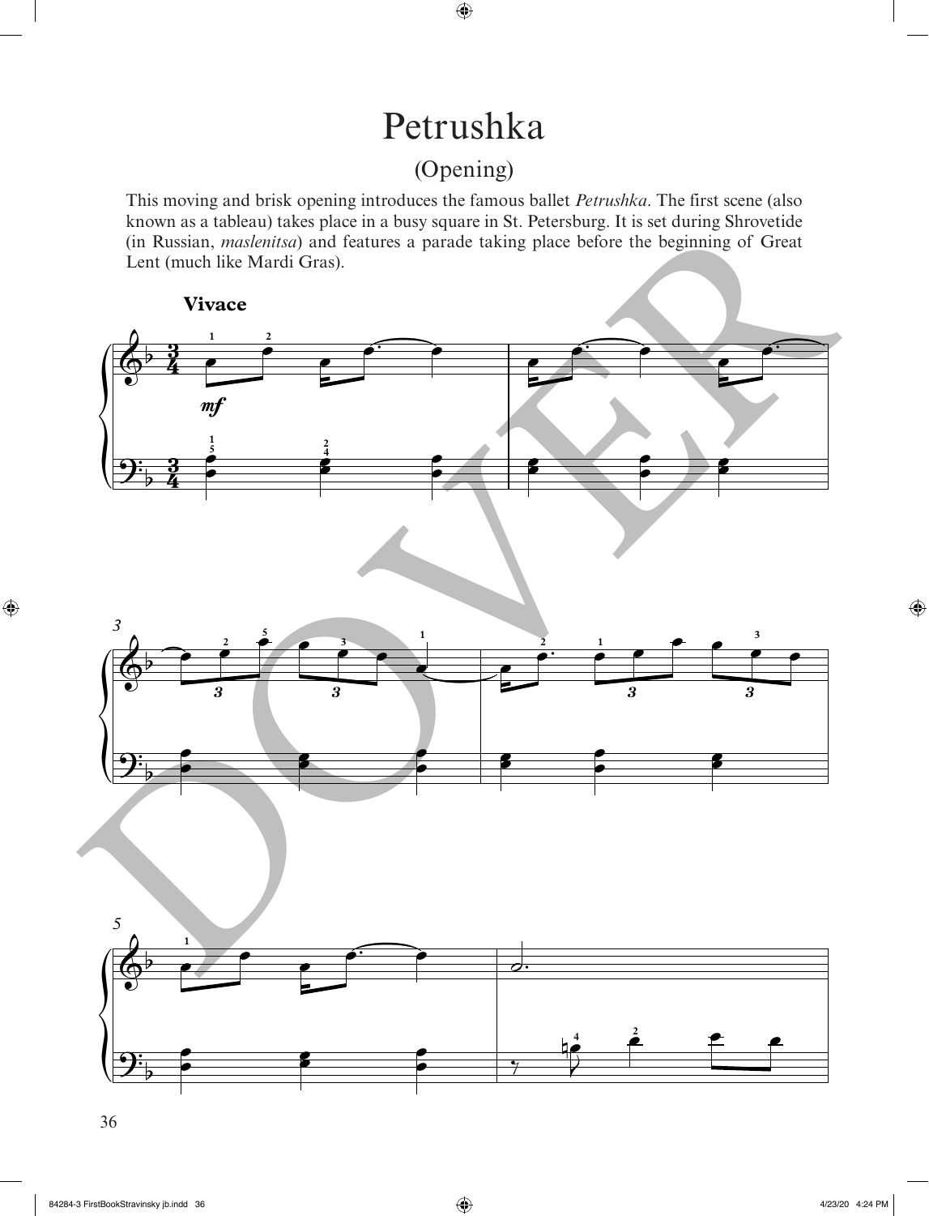# Petrushka

## (Opening)

This moving and brisk opening introduces the famous ballet *Petrushka*. The first scene (also known as a tableau) takes place in a busy square in St. Petersburg. It is set during Shrovetide (in Russian, *maslenitsa*) and features a parade taking place before the beginning of Great Lent (much like Mardi Gras).

**Vivace**